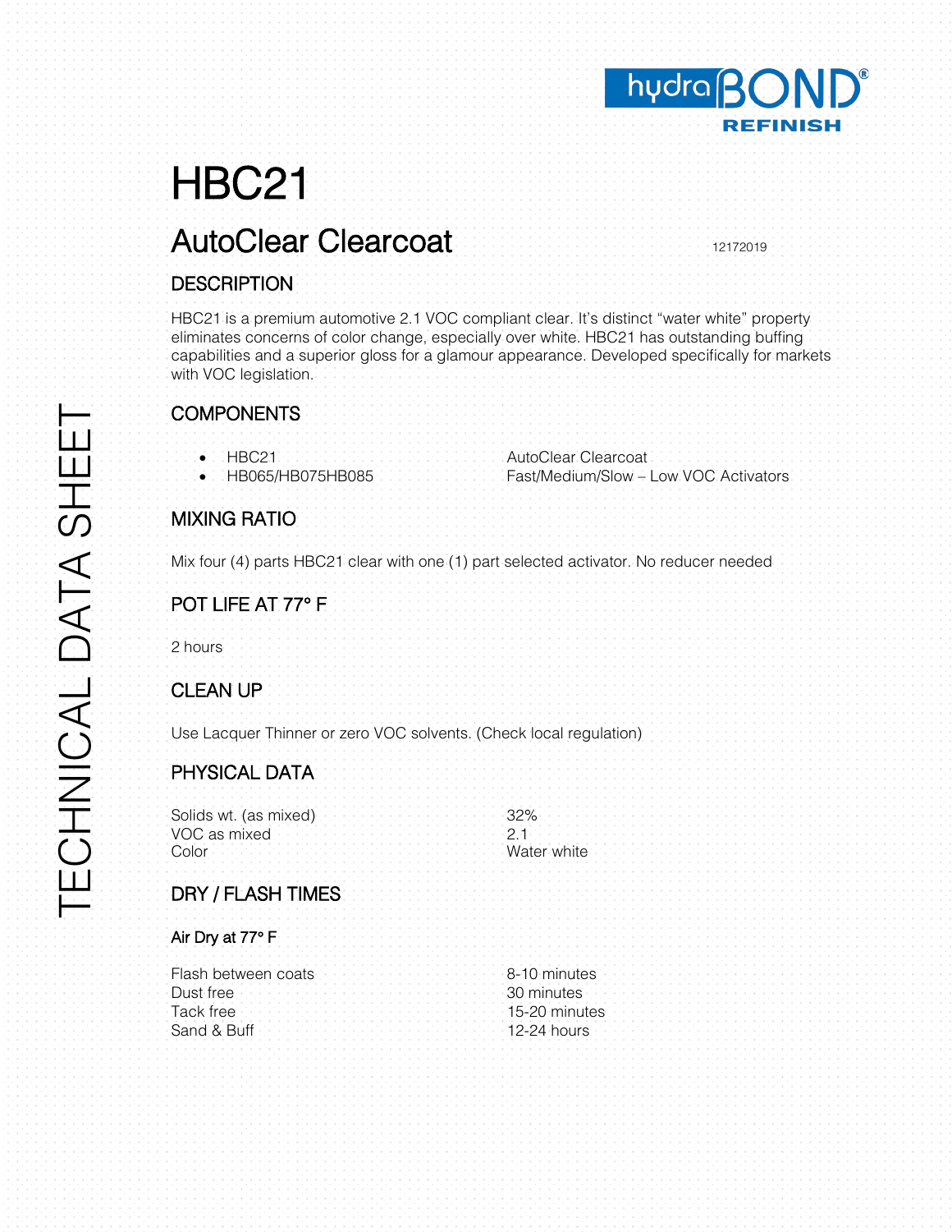# HBC21

## AutoClear Clearcoat

12172019

### DESCRIPTION

HBC21 is a premium automotive 2.1 VOC compliant clear. It's distinct "water white" property eliminates concerns of color change, especially over white. HBC21 has outstanding buffing capabilities and a superior gloss for a glamour appearance. Developed specifically for markets with VOC legislation.

### COMPONENTS

- HBC21 — AutoClear Clearcoat
- HB065/HB075HB085 — Fast/Medium/Slow – Low VOC Activators

### MIXING RATIO

Mix four (4) parts HBC21 clear with one (1) part selected activator. No reducer needed

### POT LIFE AT 77° F

2 hours

### CLEAN UP

Use Lacquer Thinner or zero VOC solvents. (Check local regulation)

### PHYSICAL DATA

| | |
|---|---|
| Solids wt. (as mixed) | 32% |
| VOC as mixed | 2.1 |
| Color | Water white |

### DRY / FLASH TIMES

#### Air Dry at 77° F

| | |
|---|---|
| Flash between coats | 8-10 minutes |
| Dust free | 30 minutes |
| Tack free | 15-20 minutes |
| Sand & Buff | 12-24 hours |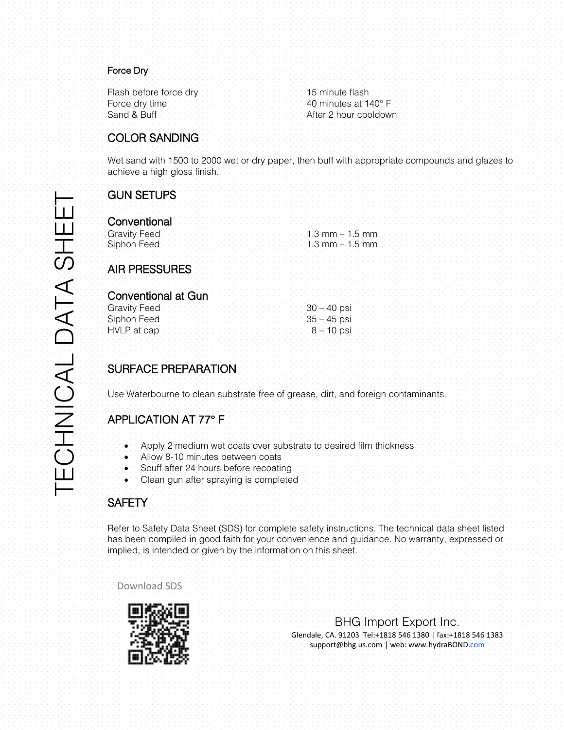### Force Dry

| | |
|---|---|
| Flash before force dry | 15 minute flash |
| Force dry time | 40 minutes at 140° F |
| Sand & Buff | After 2 hour cooldown |

## COLOR SANDING

Wet sand with 1500 to 2000 wet or dry paper, then buff with appropriate compounds and glazes to achieve a high gloss finish.

## GUN SETUPS

### Conventional

| | |
|---|---|
| Gravity Feed | 1.3 mm – 1.5 mm |
| Siphon Feed | 1.3 mm – 1.5 mm |

## AIR PRESSURES

### Conventional at Gun

| | |
|---|---|
| Gravity Feed | 30 – 40 psi |
| Siphon Feed | 35 – 45 psi |
| HVLP at cap | 8 – 10 psi |

## SURFACE PREPARATION

Use Waterbourne to clean substrate free of grease, dirt, and foreign contaminants.

## APPLICATION AT 77° F

- Apply 2 medium wet coats over substrate to desired film thickness
- Allow 8-10 minutes between coats
- Scuff after 24 hours before recoating
- Clean gun after spraying is completed

## SAFETY

Refer to Safety Data Sheet (SDS) for complete safety instructions. The technical data sheet listed has been compiled in good faith for your convenience and guidance. No warranty, expressed or implied, is intended or given by the information on this sheet.

Download SDS

BHG Import Export Inc.
Glendale, CA. 91203 Tel:+1818 546 1380 | fax:+1818 546 1383
support@bhg.us.com | web: www.hydraBOND.com